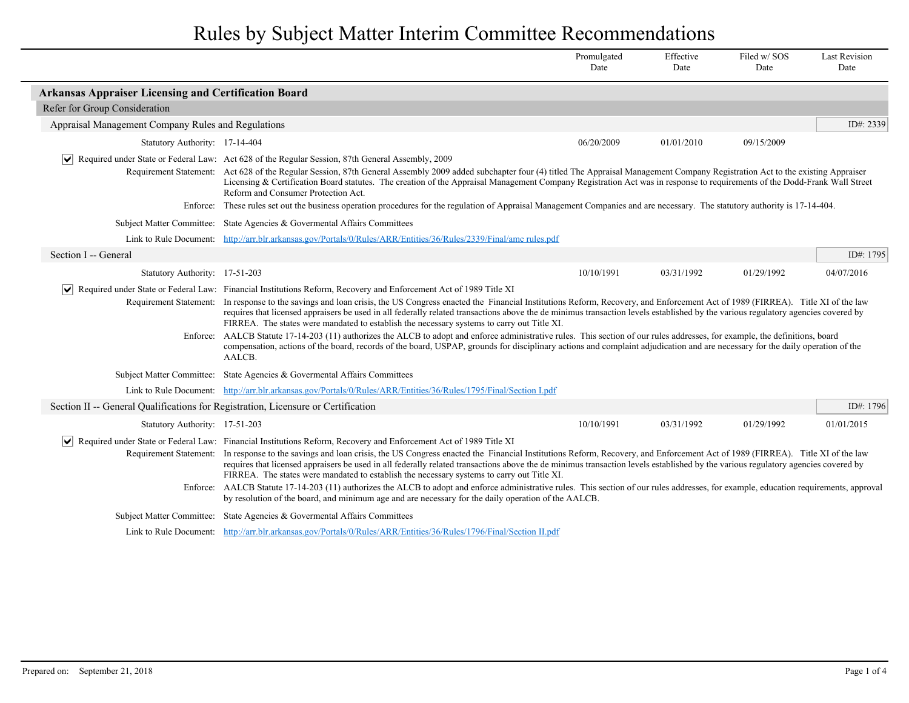# Rules by Subject Matter Interim Committee Recommendations

| | Promulgated Date | Effective Date | Filed w/ SOS Date | Last Revision Date |
|---|---|---|---|---|

## Arkansas Appraiser Licensing and Certification Board

### Refer for Group Consideration

#### Appraisal Management Company Rules and Regulations

ID#: 2339

| Statutory Authority: 17-14-404 | Promulgated Date | Effective Date | Filed w/ SOS Date | Last Revision Date |
|---|---|---|---|---|
| | 06/20/2009 | 01/01/2010 | 09/15/2009 | |

☑ **Required under State or Federal Law:** Act 628 of the Regular Session, 87th General Assembly, 2009

**Requirement Statement:** Act 628 of the Regular Session, 87th General Assembly 2009 added subchapter four (4) titled The Appraisal Management Company Registration Act to the existing Appraiser Licensing & Certification Board statutes. The creation of the Appraisal Management Company Registration Act was in response to requirements of the Dodd-Frank Wall Street Reform and Consumer Protection Act.

**Enforce:** These rules set out the business operation procedures for the regulation of Appraisal Management Companies and are necessary. The statutory authority is 17-14-404.

**Subject Matter Committee:** State Agencies & Govermental Affairs Committees

**Link to Rule Document:** http://arr.blr.arkansas.gov/Portals/0/Rules/ARR/Entities/36/Rules/2339/Final/amc rules.pdf

#### Section I -- General

ID#: 1795

| Statutory Authority: 17-51-203 | Promulgated Date | Effective Date | Filed w/ SOS Date | Last Revision Date |
|---|---|---|---|---|
| | 10/10/1991 | 03/31/1992 | 01/29/1992 | 04/07/2016 |

☑ **Required under State or Federal Law:** Financial Institutions Reform, Recovery and Enforcement Act of 1989 Title XI

**Requirement Statement:** In response to the savings and loan crisis, the US Congress enacted the Financial Institutions Reform, Recovery, and Enforcement Act of 1989 (FIRREA). Title XI of the law requires that licensed appraisers be used in all federally related transactions above the de minimus transaction levels established by the various regulatory agencies covered by FIRREA. The states were mandated to establish the necessary systems to carry out Title XI.

**Enforce:** AALCB Statute 17-14-203 (11) authorizes the ALCB to adopt and enforce administrative rules. This section of our rules addresses, for example, the definitions, board compensation, actions of the board, records of the board, USPAP, grounds for disciplinary actions and complaint adjudication and are necessary for the daily operation of the AALCB.

**Subject Matter Committee:** State Agencies & Govermental Affairs Committees

**Link to Rule Document:** http://arr.blr.arkansas.gov/Portals/0/Rules/ARR/Entities/36/Rules/1795/Final/Section I.pdf

#### Section II -- General Qualifications for Registration, Licensure or Certification

ID#: 1796

| Statutory Authority: 17-51-203 | Promulgated Date | Effective Date | Filed w/ SOS Date | Last Revision Date |
|---|---|---|---|---|
| | 10/10/1991 | 03/31/1992 | 01/29/1992 | 01/01/2015 |

☑ **Required under State or Federal Law:** Financial Institutions Reform, Recovery and Enforcement Act of 1989 Title XI

**Requirement Statement:** In response to the savings and loan crisis, the US Congress enacted the Financial Institutions Reform, Recovery, and Enforcement Act of 1989 (FIRREA). Title XI of the law requires that licensed appraisers be used in all federally related transactions above the de minimus transaction levels established by the various regulatory agencies covered by FIRREA. The states were mandated to establish the necessary systems to carry out Title XI.

**Enforce:** AALCB Statute 17-14-203 (11) authorizes the ALCB to adopt and enforce administrative rules. This section of our rules addresses, for example, education requirements, approval by resolution of the board, and minimum age and are necessary for the daily operation of the AALCB.

**Subject Matter Committee:** State Agencies & Govermental Affairs Committees

**Link to Rule Document:** http://arr.blr.arkansas.gov/Portals/0/Rules/ARR/Entities/36/Rules/1796/Final/Section II.pdf

Prepared on: September 21, 2018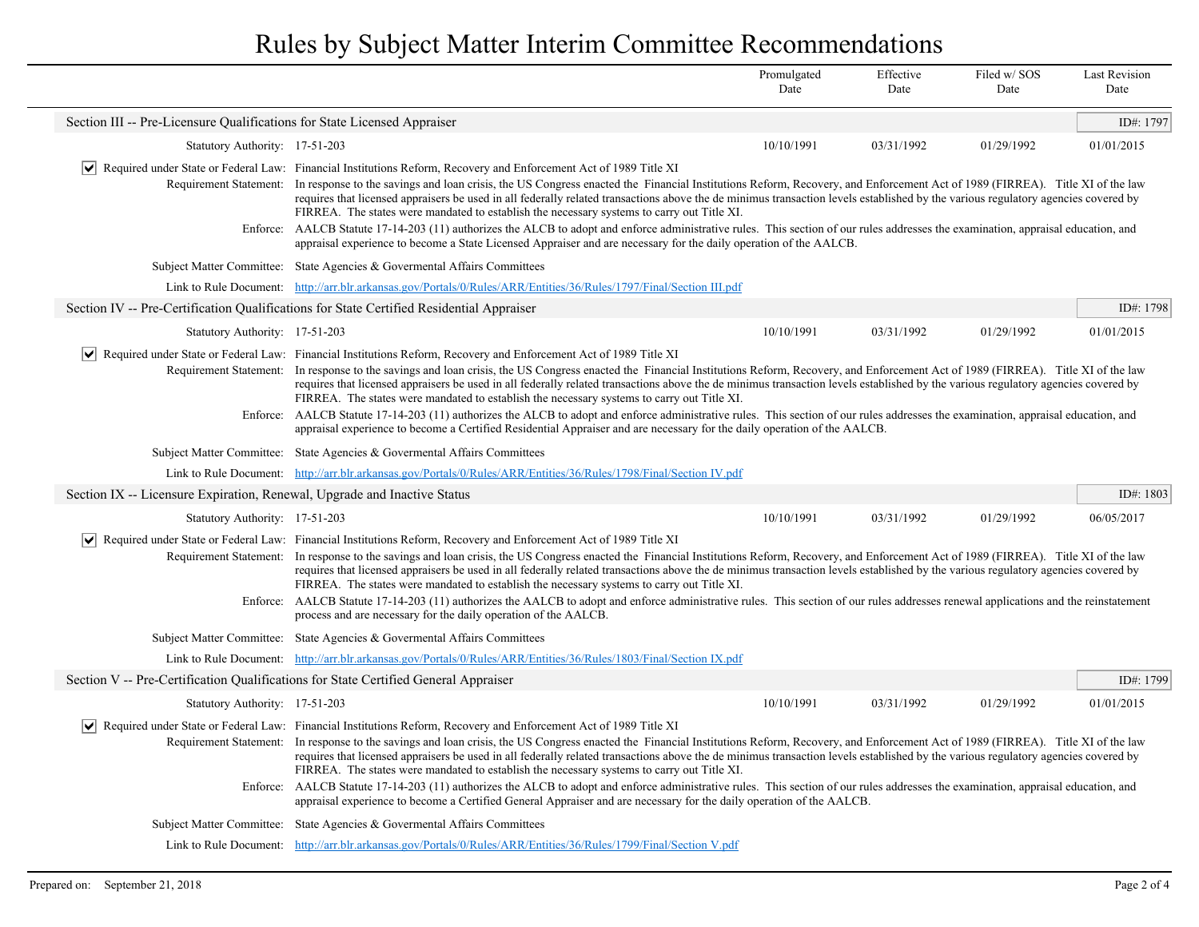# Rules by Subject Matter Interim Committee Recommendations

| | Promulgated Date | Effective Date | Filed w/ SOS Date | Last Revision Date |
|---|---|---|---|---|

## Section III -- Pre-Licensure Qualifications for State Licensed Appraiser

ID#: 1797

| Statutory Authority: 17-51-203 | Promulgated Date | Effective Date | Filed w/ SOS Date | Last Revision Date |
|---|---|---|---|---|
| | 10/10/1991 | 03/31/1992 | 01/29/1992 | 01/01/2015 |

☑ **Required under State or Federal Law:** Financial Institutions Reform, Recovery and Enforcement Act of 1989 Title XI

**Requirement Statement:** In response to the savings and loan crisis, the US Congress enacted the Financial Institutions Reform, Recovery, and Enforcement Act of 1989 (FIRREA). Title XI of the law requires that licensed appraisers be used in all federally related transactions above the de minimus transaction levels established by the various regulatory agencies covered by FIRREA. The states were mandated to establish the necessary systems to carry out Title XI.

**Enforce:** AALCB Statute 17-14-203 (11) authorizes the ALCB to adopt and enforce administrative rules. This section of our rules addresses the examination, appraisal education, and appraisal experience to become a State Licensed Appraiser and are necessary for the daily operation of the AALCB.

**Subject Matter Committee:** State Agencies & Govermental Affairs Committees

**Link to Rule Document:** http://arr.blr.arkansas.gov/Portals/0/Rules/ARR/Entities/36/Rules/1797/Final/Section III.pdf

## Section IV -- Pre-Certification Qualifications for State Certified Residential Appraiser

ID#: 1798

| Statutory Authority: 17-51-203 | Promulgated Date | Effective Date | Filed w/ SOS Date | Last Revision Date |
|---|---|---|---|---|
| | 10/10/1991 | 03/31/1992 | 01/29/1992 | 01/01/2015 |

☑ **Required under State or Federal Law:** Financial Institutions Reform, Recovery and Enforcement Act of 1989 Title XI

**Requirement Statement:** In response to the savings and loan crisis, the US Congress enacted the Financial Institutions Reform, Recovery, and Enforcement Act of 1989 (FIRREA). Title XI of the law requires that licensed appraisers be used in all federally related transactions above the de minimus transaction levels established by the various regulatory agencies covered by FIRREA. The states were mandated to establish the necessary systems to carry out Title XI.

**Enforce:** AALCB Statute 17-14-203 (11) authorizes the ALCB to adopt and enforce administrative rules. This section of our rules addresses the examination, appraisal education, and appraisal experience to become a Certified Residential Appraiser and are necessary for the daily operation of the AALCB.

**Subject Matter Committee:** State Agencies & Govermental Affairs Committees

**Link to Rule Document:** http://arr.blr.arkansas.gov/Portals/0/Rules/ARR/Entities/36/Rules/1798/Final/Section IV.pdf

## Section IX -- Licensure Expiration, Renewal, Upgrade and Inactive Status

ID#: 1803

| Statutory Authority: 17-51-203 | Promulgated Date | Effective Date | Filed w/ SOS Date | Last Revision Date |
|---|---|---|---|---|
| | 10/10/1991 | 03/31/1992 | 01/29/1992 | 06/05/2017 |

☑ **Required under State or Federal Law:** Financial Institutions Reform, Recovery and Enforcement Act of 1989 Title XI

**Requirement Statement:** In response to the savings and loan crisis, the US Congress enacted the Financial Institutions Reform, Recovery, and Enforcement Act of 1989 (FIRREA). Title XI of the law requires that licensed appraisers be used in all federally related transactions above the de minimus transaction levels established by the various regulatory agencies covered by FIRREA. The states were mandated to establish the necessary systems to carry out Title XI.

**Enforce:** AALCB Statute 17-14-203 (11) authorizes the AALCB to adopt and enforce administrative rules. This section of our rules addresses renewal applications and the reinstatement process and are necessary for the daily operation of the AALCB.

**Subject Matter Committee:** State Agencies & Govermental Affairs Committees

**Link to Rule Document:** http://arr.blr.arkansas.gov/Portals/0/Rules/ARR/Entities/36/Rules/1803/Final/Section IX.pdf

## Section V -- Pre-Certification Qualifications for State Certified General Appraiser

ID#: 1799

| Statutory Authority: 17-51-203 | Promulgated Date | Effective Date | Filed w/ SOS Date | Last Revision Date |
|---|---|---|---|---|
| | 10/10/1991 | 03/31/1992 | 01/29/1992 | 01/01/2015 |

☑ **Required under State or Federal Law:** Financial Institutions Reform, Recovery and Enforcement Act of 1989 Title XI

**Requirement Statement:** In response to the savings and loan crisis, the US Congress enacted the Financial Institutions Reform, Recovery, and Enforcement Act of 1989 (FIRREA). Title XI of the law requires that licensed appraisers be used in all federally related transactions above the de minimus transaction levels established by the various regulatory agencies covered by FIRREA. The states were mandated to establish the necessary systems to carry out Title XI.

**Enforce:** AALCB Statute 17-14-203 (11) authorizes the ALCB to adopt and enforce administrative rules. This section of our rules addresses the examination, appraisal education, and appraisal experience to become a Certified General Appraiser and are necessary for the daily operation of the AALCB.

**Subject Matter Committee:** State Agencies & Govermental Affairs Committees

**Link to Rule Document:** http://arr.blr.arkansas.gov/Portals/0/Rules/ARR/Entities/36/Rules/1799/Final/Section V.pdf

Prepared on: September 21, 2018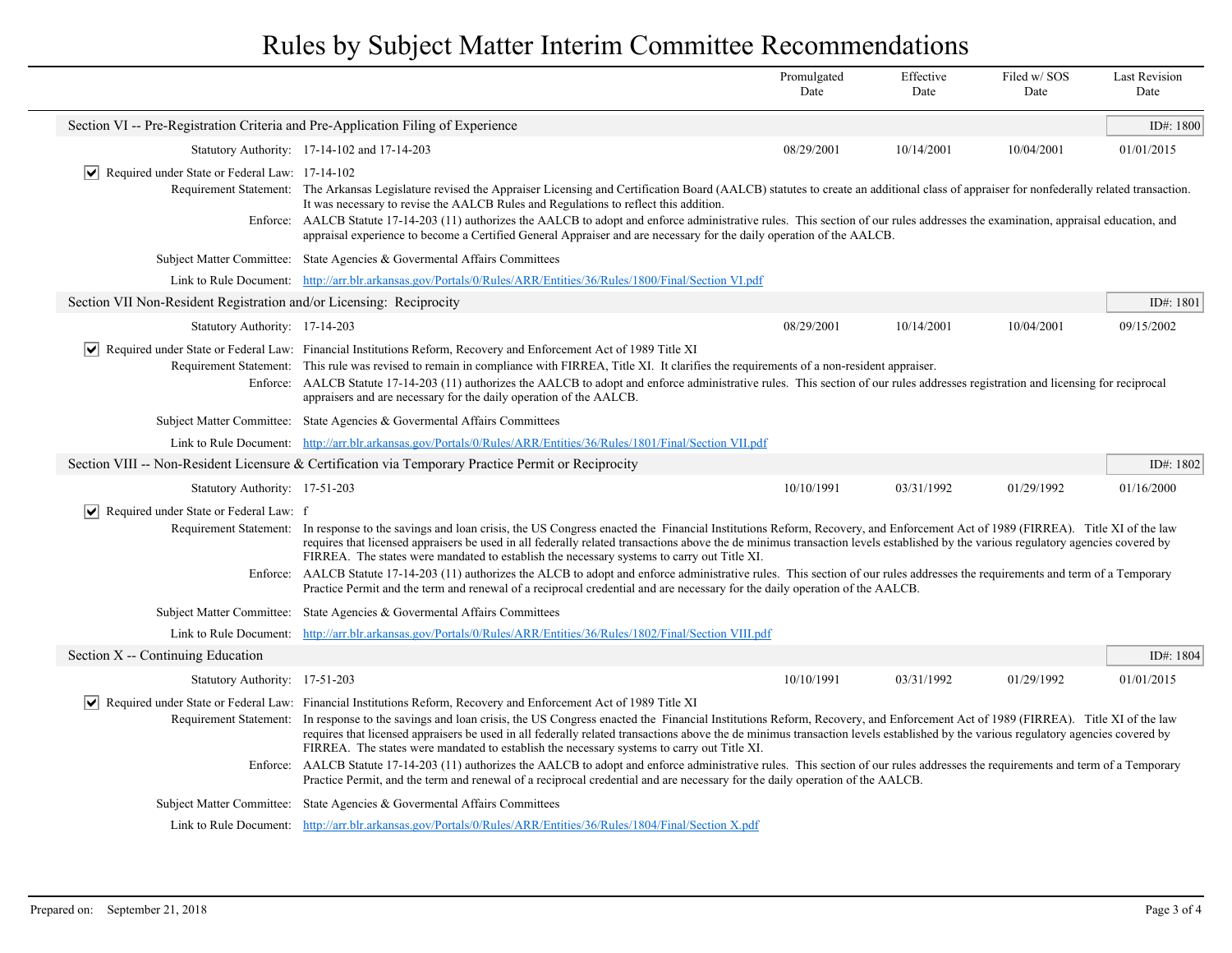# Rules by Subject Matter Interim Committee Recommendations

| | Promulgated Date | Effective Date | Filed w/ SOS Date | Last Revision Date |
|---|---|---|---|---|

## Section VI -- Pre-Registration Criteria and Pre-Application Filing of Experience

ID#: 1800

| Statutory Authority: 17-14-102 and 17-14-203 | 08/29/2001 | 10/14/2001 | 10/04/2001 | 01/01/2015 |
|---|---|---|---|---|

☑ **Required under State or Federal Law:** 17-14-102

**Requirement Statement:** The Arkansas Legislature revised the Appraiser Licensing and Certification Board (AALCB) statutes to create an additional class of appraiser for nonfederally related transaction. It was necessary to revise the AALCB Rules and Regulations to reflect this addition.

**Enforce:** AALCB Statute 17-14-203 (11) authorizes the AALCB to adopt and enforce administrative rules. This section of our rules addresses the examination, appraisal education, and appraisal experience to become a Certified General Appraiser and are necessary for the daily operation of the AALCB.

**Subject Matter Committee:** State Agencies & Govermental Affairs Committees

**Link to Rule Document:** http://arr.blr.arkansas.gov/Portals/0/Rules/ARR/Entities/36/Rules/1800/Final/Section VI.pdf

## Section VII Non-Resident Registration and/or Licensing: Reciprocity

ID#: 1801

| Statutory Authority: 17-14-203 | 08/29/2001 | 10/14/2001 | 10/04/2001 | 09/15/2002 |
|---|---|---|---|---|

☑ **Required under State or Federal Law:** Financial Institutions Reform, Recovery and Enforcement Act of 1989 Title XI

**Requirement Statement:** This rule was revised to remain in compliance with FIRREA, Title XI. It clarifies the requirements of a non-resident appraiser.

**Enforce:** AALCB Statute 17-14-203 (11) authorizes the AALCB to adopt and enforce administrative rules. This section of our rules addresses registration and licensing for reciprocal appraisers and are necessary for the daily operation of the AALCB.

**Subject Matter Committee:** State Agencies & Govermental Affairs Committees

**Link to Rule Document:** http://arr.blr.arkansas.gov/Portals/0/Rules/ARR/Entities/36/Rules/1801/Final/Section VII.pdf

## Section VIII -- Non-Resident Licensure & Certification via Temporary Practice Permit or Reciprocity

ID#: 1802

| Statutory Authority: 17-51-203 | 10/10/1991 | 03/31/1992 | 01/29/1992 | 01/16/2000 |
|---|---|---|---|---|

☑ **Required under State or Federal Law:** f

**Requirement Statement:** In response to the savings and loan crisis, the US Congress enacted the Financial Institutions Reform, Recovery, and Enforcement Act of 1989 (FIRREA). Title XI of the law requires that licensed appraisers be used in all federally related transactions above the de minimus transaction levels established by the various regulatory agencies covered by FIRREA. The states were mandated to establish the necessary systems to carry out Title XI.

**Enforce:** AALCB Statute 17-14-203 (11) authorizes the ALCB to adopt and enforce administrative rules. This section of our rules addresses the requirements and term of a Temporary Practice Permit and the term and renewal of a reciprocal credential and are necessary for the daily operation of the AALCB.

**Subject Matter Committee:** State Agencies & Govermental Affairs Committees

**Link to Rule Document:** http://arr.blr.arkansas.gov/Portals/0/Rules/ARR/Entities/36/Rules/1802/Final/Section VIII.pdf

## Section X -- Continuing Education

ID#: 1804

| Statutory Authority: 17-51-203 | 10/10/1991 | 03/31/1992 | 01/29/1992 | 01/01/2015 |
|---|---|---|---|---|

☑ **Required under State or Federal Law:** Financial Institutions Reform, Recovery and Enforcement Act of 1989 Title XI

**Requirement Statement:** In response to the savings and loan crisis, the US Congress enacted the Financial Institutions Reform, Recovery, and Enforcement Act of 1989 (FIRREA). Title XI of the law requires that licensed appraisers be used in all federally related transactions above the de minimus transaction levels established by the various regulatory agencies covered by FIRREA. The states were mandated to establish the necessary systems to carry out Title XI.

**Enforce:** AALCB Statute 17-14-203 (11) authorizes the AALCB to adopt and enforce administrative rules. This section of our rules addresses the requirements and term of a Temporary Practice Permit, and the term and renewal of a reciprocal credential and are necessary for the daily operation of the AALCB.

**Subject Matter Committee:** State Agencies & Govermental Affairs Committees

**Link to Rule Document:** http://arr.blr.arkansas.gov/Portals/0/Rules/ARR/Entities/36/Rules/1804/Final/Section X.pdf

Prepared on: September 21, 2018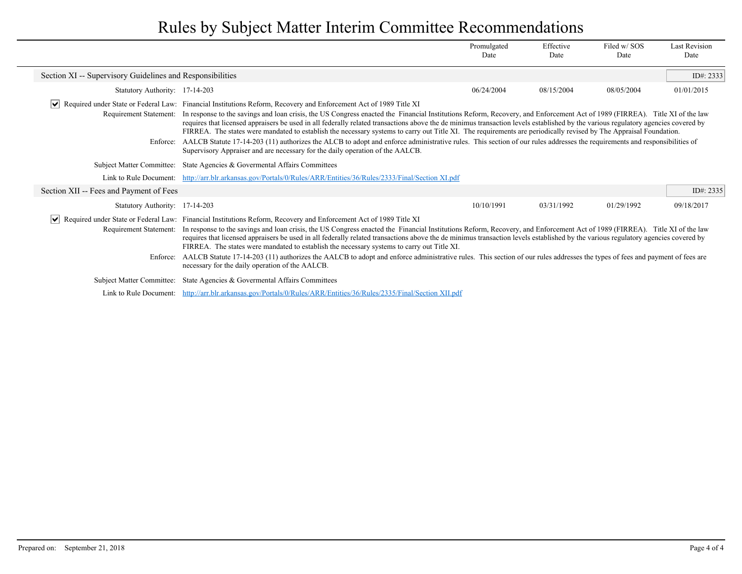# Rules by Subject Matter Interim Committee Recommendations

| | Promulgated Date | Effective Date | Filed w/ SOS Date | Last Revision Date |
|---|---|---|---|---|

## Section XI -- Supervisory Guidelines and Responsibilities

ID#: 2333

| | Promulgated Date | Effective Date | Filed w/ SOS Date | Last Revision Date |
|---|---|---|---|---|
| Statutory Authority: 17-14-203 | 06/24/2004 | 08/15/2004 | 08/05/2004 | 01/01/2015 |

☑ Required under State or Federal Law: Financial Institutions Reform, Recovery and Enforcement Act of 1989 Title XI

Requirement Statement: In response to the savings and loan crisis, the US Congress enacted the Financial Institutions Reform, Recovery, and Enforcement Act of 1989 (FIRREA). Title XI of the law requires that licensed appraisers be used in all federally related transactions above the de minimus transaction levels established by the various regulatory agencies covered by FIRREA. The states were mandated to establish the necessary systems to carry out Title XI. The requirements are periodically revised by The Appraisal Foundation.

Enforce: AALCB Statute 17-14-203 (11) authorizes the ALCB to adopt and enforce administrative rules. This section of our rules addresses the requirements and responsibilities of Supervisory Appraiser and are necessary for the daily operation of the AALCB.

Subject Matter Committee: State Agencies & Govermental Affairs Committees

Link to Rule Document: http://arr.blr.arkansas.gov/Portals/0/Rules/ARR/Entities/36/Rules/2333/Final/Section XI.pdf

## Section XII -- Fees and Payment of Fees

ID#: 2335

| | Promulgated Date | Effective Date | Filed w/ SOS Date | Last Revision Date |
|---|---|---|---|---|
| Statutory Authority: 17-14-203 | 10/10/1991 | 03/31/1992 | 01/29/1992 | 09/18/2017 |

☑ Required under State or Federal Law: Financial Institutions Reform, Recovery and Enforcement Act of 1989 Title XI

Requirement Statement: In response to the savings and loan crisis, the US Congress enacted the Financial Institutions Reform, Recovery, and Enforcement Act of 1989 (FIRREA). Title XI of the law requires that licensed appraisers be used in all federally related transactions above the de minimus transaction levels established by the various regulatory agencies covered by FIRREA. The states were mandated to establish the necessary systems to carry out Title XI.

Enforce: AALCB Statute 17-14-203 (11) authorizes the AALCB to adopt and enforce administrative rules. This section of our rules addresses the types of fees and payment of fees are necessary for the daily operation of the AALCB.

Subject Matter Committee: State Agencies & Govermental Affairs Committees

Link to Rule Document: http://arr.blr.arkansas.gov/Portals/0/Rules/ARR/Entities/36/Rules/2335/Final/Section XII.pdf

Prepared on: September 21, 2018